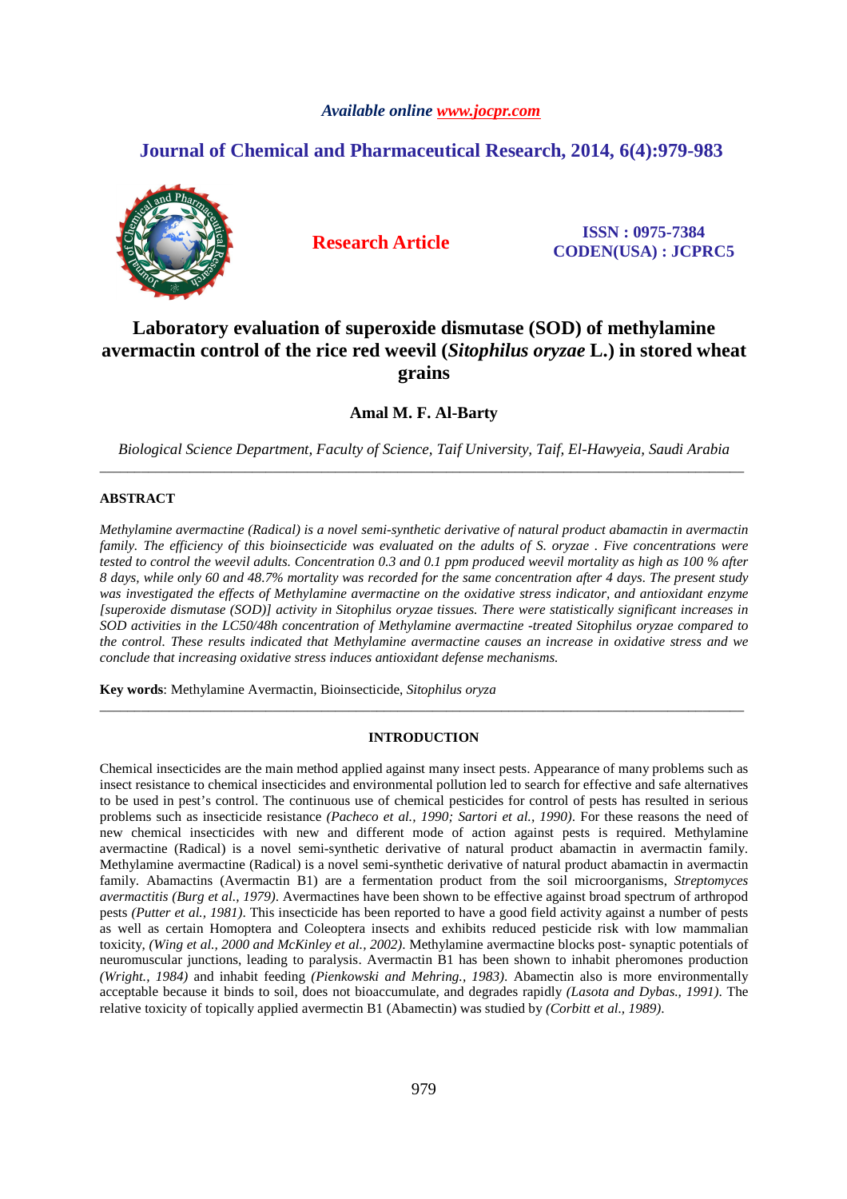*Available online www.jocpr.com*

**Journal of Chemical and Pharmaceutical Research, 2014, 6(4):979-983**

**Research Article**

**ISSN : 0975-7384**
**CODEN(USA) : JCPRC5**

# Laboratory evaluation of superoxide dismutase (SOD) of methylamine avermactin control of the rice red weevil (*Sitophilus oryzae* L.) in stored wheat grains

**Amal M. F. Al-Barty**

*Biological Science Department, Faculty of Science, Taif University, Taif, El-Hawyeia, Saudi Arabia*

---

## ABSTRACT

*Methylamine avermactine (Radical) is a novel semi-synthetic derivative of natural product abamactin in avermactin family. The efficiency of this bioinsecticide was evaluated on the adults of S. oryzae . Five concentrations were tested to control the weevil adults. Concentration 0.3 and 0.1 ppm produced weevil mortality as high as 100 % after 8 days, while only 60 and 48.7% mortality was recorded for the same concentration after 4 days. The present study was investigated the effects of Methylamine avermactine on the oxidative stress indicator, and antioxidant enzyme [superoxide dismutase (SOD)] activity in Sitophilus oryzae tissues. There were statistically significant increases in SOD activities in the LC50/48h concentration of Methylamine avermactine -treated Sitophilus oryzae compared to the control. These results indicated that Methylamine avermactine causes an increase in oxidative stress and we conclude that increasing oxidative stress induces antioxidant defense mechanisms.*

**Key words**: Methylamine Avermactin, Bioinsecticide, *Sitophilus oryza*

---

## INTRODUCTION

Chemical insecticides are the main method applied against many insect pests. Appearance of many problems such as insect resistance to chemical insecticides and environmental pollution led to search for effective and safe alternatives to be used in pest's control. The continuous use of chemical pesticides for control of pests has resulted in serious problems such as insecticide resistance *(Pacheco et al., 1990; Sartori et al., 1990)*. For these reasons the need of new chemical insecticides with new and different mode of action against pests is required. Methylamine avermactine (Radical) is a novel semi-synthetic derivative of natural product abamactin in avermactin family. Methylamine avermactine (Radical) is a novel semi-synthetic derivative of natural product abamactin in avermactin family. Abamactins (Avermactin B1) are a fermentation product from the soil microorganisms, *Streptomyces avermactitis (Burg et al., 1979)*. Avermactines have been shown to be effective against broad spectrum of arthropod pests *(Putter et al., 1981)*. This insecticide has been reported to have a good field activity against a number of pests as well as certain Homoptera and Coleoptera insects and exhibits reduced pesticide risk with low mammalian toxicity, *(Wing et al., 2000 and McKinley et al., 2002)*. Methylamine avermactine blocks post- synaptic potentials of neuromuscular junctions, leading to paralysis. Avermactin B1 has been shown to inhabit pheromones production *(Wright., 1984)* and inhabit feeding *(Pienkowski and Mehring., 1983)*. Abamectin also is more environmentally acceptable because it binds to soil, does not bioaccumulate, and degrades rapidly *(Lasota and Dybas., 1991)*. The relative toxicity of topically applied avermectin B1 (Abamectin) was studied by *(Corbitt et al., 1989)*.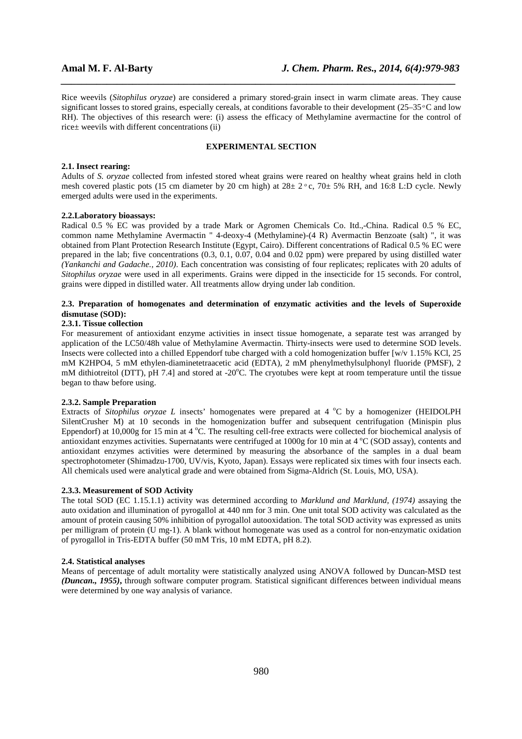Rice weevils (*Sitophilus oryzae*) are considered a primary stored-grain insect in warm climate areas. They cause significant losses to stored grains, especially cereals, at conditions favorable to their development (25–35°C and low RH). The objectives of this research were: (i) assess the efficacy of Methylamine avermactine for the control of rice± weevils with different concentrations (ii)

## EXPERIMENTAL SECTION

### 2.1. Insect rearing:

Adults of *S. oryzae* collected from infested stored wheat grains were reared on healthy wheat grains held in cloth mesh covered plastic pots (15 cm diameter by 20 cm high) at 28± 2°c, 70± 5% RH, and 16:8 L:D cycle. Newly emerged adults were used in the experiments.

### 2.2.Laboratory bioassays:

Radical 0.5 % EC was provided by a trade Mark or Agromen Chemicals Co. ltd.,-China. Radical 0.5 % EC, common name Methylamine Avermactin " 4-deoxy-4 (Methylamine)-(4 R) Avermactin Benzoate (salt) ", it was obtained from Plant Protection Research Institute (Egypt, Cairo). Different concentrations of Radical 0.5 % EC were prepared in the lab; five concentrations (0.3, 0.1, 0.07, 0.04 and 0.02 ppm) were prepared by using distilled water *(Yankanchi and Gadache., 2010)*. Each concentration was consisting of four replicates; replicates with 20 adults of *Sitophilus oryzae* were used in all experiments. Grains were dipped in the insecticide for 15 seconds. For control, grains were dipped in distilled water. All treatments allow drying under lab condition.

### 2.3. Preparation of homogenates and determination of enzymatic activities and the levels of Superoxide dismutase (SOD):

#### 2.3.1. Tissue collection

For measurement of antioxidant enzyme activities in insect tissue homogenate, a separate test was arranged by application of the LC50/48h value of Methylamine Avermactin. Thirty-insects were used to determine SOD levels. Insects were collected into a chilled Eppendorf tube charged with a cold homogenization buffer [w/v 1.15% KCl, 25 mM $K_2HPO_4$, 5 mM ethylen-diaminetetraacetic acid (EDTA), 2 mM phenylmethylsulphonyl fluoride (PMSF), 2 mM dithiotreitol (DTT), pH 7.4] and stored at -20°C. The cryotubes were kept at room temperature until the tissue began to thaw before using.

#### 2.3.2. Sample Preparation

Extracts of *Sitophilus oryzae L* insects' homogenates were prepared at 4 °C by a homogenizer (HEIDOLPH SilentCrusher M) at 10 seconds in the homogenization buffer and subsequent centrifugation (Minispin plus Eppendorf) at 10,000g for 15 min at 4 °C. The resulting cell-free extracts were collected for biochemical analysis of antioxidant enzymes activities. Supernatants were centrifuged at 1000g for 10 min at 4 °C (SOD assay), contents and antioxidant enzymes activities were determined by measuring the absorbance of the samples in a dual beam spectrophotometer (Shimadzu-1700, UV/vis, Kyoto, Japan). Essays were replicated six times with four insects each. All chemicals used were analytical grade and were obtained from Sigma-Aldrich (St. Louis, MO, USA).

#### 2.3.3. Measurement of SOD Activity

The total SOD (EC 1.15.1.1) activity was determined according to *Marklund and Marklund, (1974)* assaying the auto oxidation and illumination of pyrogallol at 440 nm for 3 min. One unit total SOD activity was calculated as the amount of protein causing 50% inhibition of pyrogallol autooxidation. The total SOD activity was expressed as units per milligram of protein (U mg-1). A blank without homogenate was used as a control for non-enzymatic oxidation of pyrogallol in Tris-EDTA buffer (50 mM Tris, 10 mM EDTA, pH 8.2).

### 2.4. Statistical analyses

Means of percentage of adult mortality were statistically analyzed using ANOVA followed by Duncan-MSD test ***(Duncan., 1955)***, through software computer program. Statistical significant differences between individual means were determined by one way analysis of variance.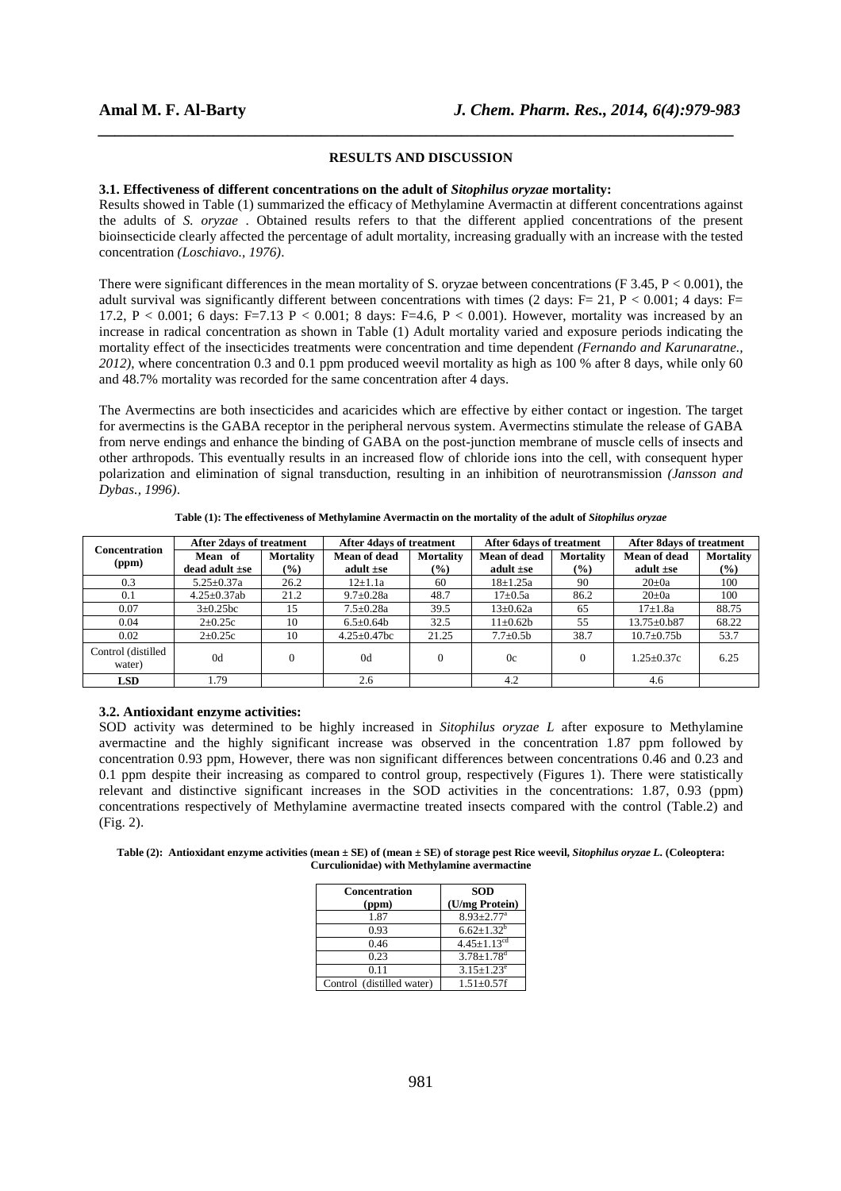## RESULTS AND DISCUSSION

### 3.1. Effectiveness of different concentrations on the adult of *Sitophilus oryzae* mortality:

Results showed in Table (1) summarized the efficacy of Methylamine Avermactin at different concentrations against the adults of *S. oryzae* . Obtained results refers to that the different applied concentrations of the present bioinsecticide clearly affected the percentage of adult mortality, increasing gradually with an increase with the tested concentration *(Loschiavo., 1976)*.

There were significant differences in the mean mortality of S. oryzae between concentrations (F 3.45, $P < 0.001$), the adult survival was significantly different between concentrations with times (2 days: F= 21, $P < 0.001$; 4 days: F= 17.2, $P < 0.001$; 6 days: F=7.13 $P < 0.001$; 8 days: F=4.6, $P < 0.001$). However, mortality was increased by an increase in radical concentration as shown in Table (1) Adult mortality varied and exposure periods indicating the mortality effect of the insecticides treatments were concentration and time dependent *(Fernando and Karunaratne., 2012)*, where concentration 0.3 and 0.1 ppm produced weevil mortality as high as 100 % after 8 days, while only 60 and 48.7% mortality was recorded for the same concentration after 4 days.

The Avermectins are both insecticides and acaricides which are effective by either contact or ingestion. The target for avermectins is the GABA receptor in the peripheral nervous system. Avermectins stimulate the release of GABA from nerve endings and enhance the binding of GABA on the post-junction membrane of muscle cells of insects and other arthropods. This eventually results in an increased flow of chloride ions into the cell, with consequent hyper polarization and elimination of signal transduction, resulting in an inhibition of neurotransmission *(Jansson and Dybas., 1996)*.

**Table (1): The effectiveness of Methylamine Avermactin on the mortality of the adult of *Sitophilus oryzae***

| Concentration (ppm) | After 2days of treatment | | After 4days of treatment | | After 6days of treatment | | After 8days of treatment | |
|---|---|---|---|---|---|---|---|---|
| | Mean of dead adult ±se | Mortality (%) | Mean of dead adult ±se | Mortality (%) | Mean of dead adult ±se | Mortality (%) | Mean of dead adult ±se | Mortality (%) |
| 0.3 | 5.25±0.37a | 26.2 | 12±1.1a | 60 | 18±1.25a | 90 | 20±0a | 100 |
| 0.1 | 4.25±0.37ab | 21.2 | 9.7±0.28a | 48.7 | 17±0.5a | 86.2 | 20±0a | 100 |
| 0.07 | 3±0.25bc | 15 | 7.5±0.28a | 39.5 | 13±0.62a | 65 | 17±1.8a | 88.75 |
| 0.04 | 2±0.25c | 10 | 6.5±0.64b | 32.5 | 11±0.62b | 55 | 13.75±0.b87 | 68.22 |
| 0.02 | 2±0.25c | 10 | 4.25±0.47bc | 21.25 | 7.7±0.5b | 38.7 | 10.7±0.75b | 53.7 |
| Control (distilled water) | 0d | 0 | 0d | 0 | 0c | 0 | 1.25±0.37c | 6.25 |
| **LSD** | 1.79 | | 2.6 | | 4.2 | | 4.6 | |

### 3.2. Antioxidant enzyme activities:

SOD activity was determined to be highly increased in *Sitophilus oryzae L* after exposure to Methylamine avermactine and the highly significant increase was observed in the concentration 1.87 ppm followed by concentration 0.93 ppm, However, there was non significant differences between concentrations 0.46 and 0.23 and 0.1 ppm despite their increasing as compared to control group, respectively (Figures 1). There were statistically relevant and distinctive significant increases in the SOD activities in the concentrations: 1.87, 0.93 (ppm) concentrations respectively of Methylamine avermactine treated insects compared with the control (Table.2) and (Fig. 2).

**Table (2): Antioxidant enzyme activities (mean ± SE) of (mean ± SE) of storage pest Rice weevil, *Sitophilus oryzae L.* (Coleoptera: Curculionidae) with Methylamine avermactine**

| Concentration (ppm) | SOD (U/mg Protein) |
|---|---|
| 1.87 | $8.93{\pm}2.77^{a}$ |
| 0.93 | $6.62{\pm}1.32^{b}$ |
| 0.46 | $4.45{\pm}1.13^{cd}$ |
| 0.23 | $3.78{\pm}1.78^{d}$ |
| 0.11 | $3.15{\pm}1.23^{e}$ |
| Control (distilled water) | 1.51±0.57f |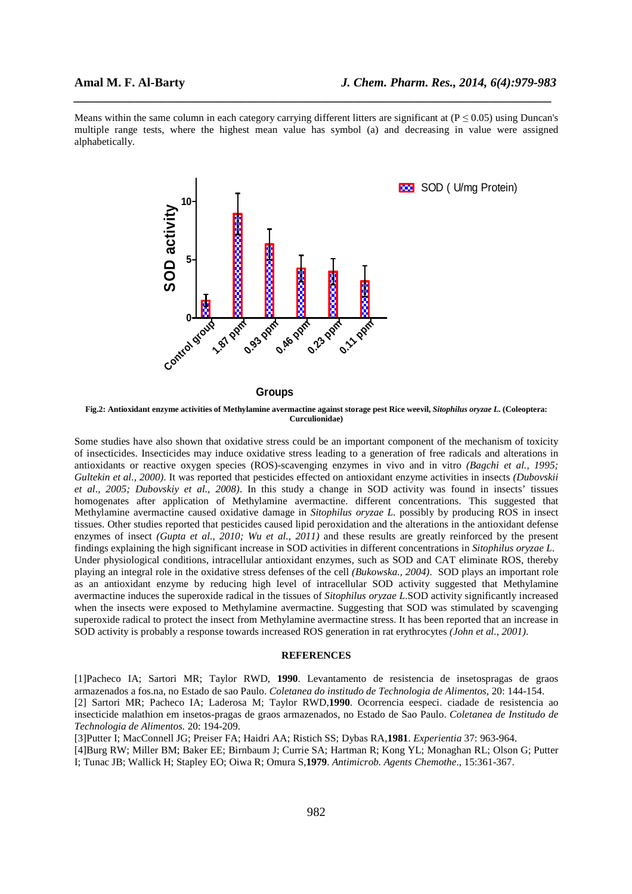Means within the same column in each category carrying different litters are significant at ($P \leq 0.05$) using Duncan's multiple range tests, where the highest mean value has symbol (a) and decreasing in value were assigned alphabetically.

**Fig.2: Antioxidant enzyme activities of Methylamine avermactine against storage pest Rice weevil, *Sitophilus oryzae L.* (Coleoptera: Curculionidae)**

Some studies have also shown that oxidative stress could be an important component of the mechanism of toxicity of insecticides. Insecticides may induce oxidative stress leading to a generation of free radicals and alterations in antioxidants or reactive oxygen species (ROS)-scavenging enzymes in vivo and in vitro *(Bagchi et al., 1995; Gultekin et al., 2000)*. It was reported that pesticides effected on antioxidant enzyme activities in insects *(Dubovskii et al., 2005; Dubovskiy et al., 2008)*. In this study a change in SOD activity was found in insects' tissues homogenates after application of Methylamine avermactine. different concentrations. This suggested that Methylamine avermactine caused oxidative damage in *Sitophilus oryzae L.* possibly by producing ROS in insect tissues. Other studies reported that pesticides caused lipid peroxidation and the alterations in the antioxidant defense enzymes of insect *(Gupta et al., 2010; Wu et al., 2011)* and these results are greatly reinforced by the present findings explaining the high significant increase in SOD activities in different concentrations in *Sitophilus oryzae L.* Under physiological conditions, intracellular antioxidant enzymes, such as SOD and CAT eliminate ROS, thereby playing an integral role in the oxidative stress defenses of the cell *(Bukowska., 2004)*. SOD plays an important role as an antioxidant enzyme by reducing high level of intracellular SOD activity suggested that Methylamine avermactine induces the superoxide radical in the tissues of *Sitophilus oryzae L.*SOD activity significantly increased when the insects were exposed to Methylamine avermactine. Suggesting that SOD was stimulated by scavenging superoxide radical to protect the insect from Methylamine avermactine stress. It has been reported that an increase in SOD activity is probably a response towards increased ROS generation in rat erythrocytes *(John et al., 2001)*.

## REFERENCES

[1]Pacheco IA; Sartori MR; Taylor RWD, **1990**. Levantamento de resistencia de insetospragas de graos armazenados a fos.na, no Estado de sao Paulo. *Coletanea do institudo de Technologia de Alimentos*, 20: 144-154.

[2] Sartori MR; Pacheco IA; Laderosa M; Taylor RWD,**1990**. Ocorrencia eespeci. ciadade de resistencia ao insecticide malathion em insetos-pragas de graos armazenados, no Estado de Sao Paulo. *Coletanea de Institudo de Technologia de Alimentos.* 20: 194-209.

[3]Putter I; MacConnell JG; Preiser FA; Haidri AA; Ristich SS; Dybas RA,**1981**. *Experientia* 37: 963-964.

[4]Burg RW; Miller BM; Baker EE; Birnbaum J; Currie SA; Hartman R; Kong YL; Monaghan RL; Olson G; Putter I; Tunac JB; Wallick H; Stapley EO; Oiwa R; Omura S,**1979**. *Antimicrob. Agents Chemothe*., 15:361-367.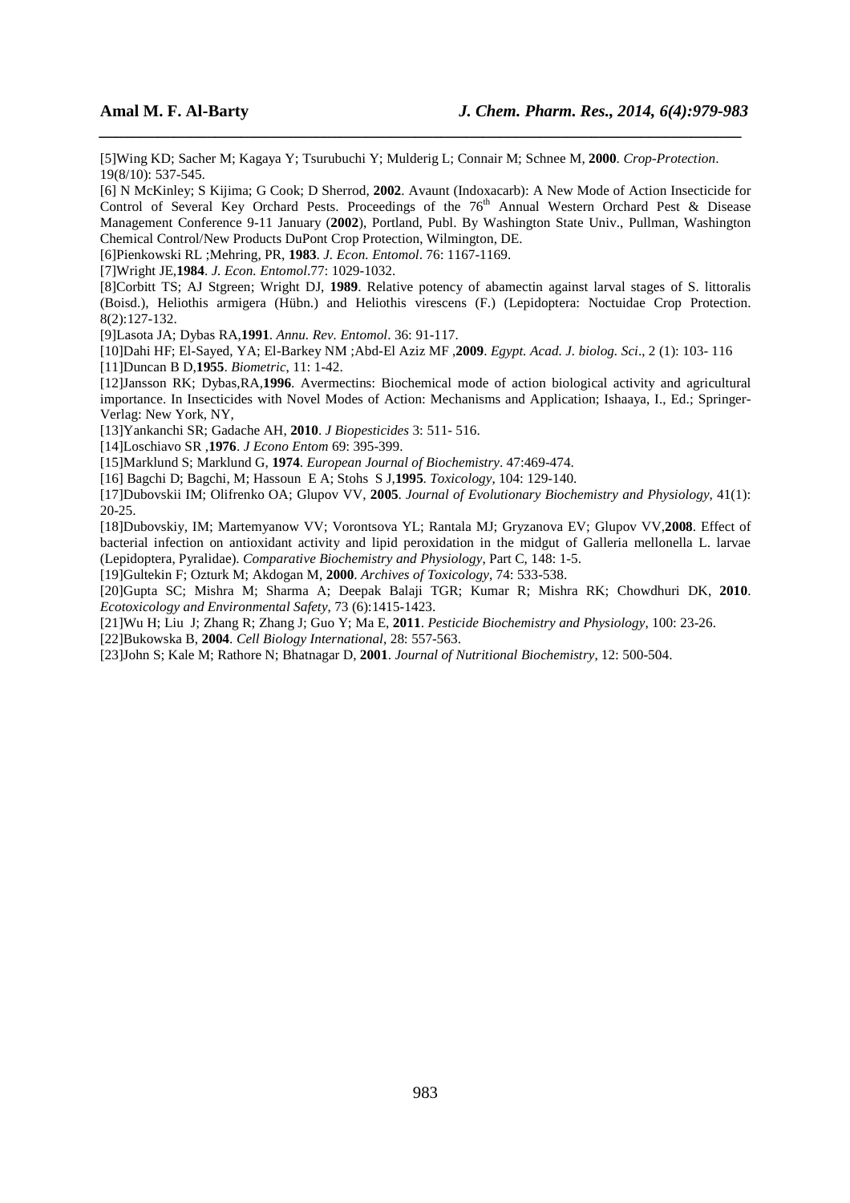[5]Wing KD; Sacher M; Kagaya Y; Tsurubuchi Y; Mulderig L; Connair M; Schnee M, **2000**. *Crop-Protection*. 19(8/10): 537-545.

[6] N McKinley; S Kijima; G Cook; D Sherrod, **2002**. Avaunt (Indoxacarb): A New Mode of Action Insecticide for Control of Several Key Orchard Pests. Proceedings of the 76th Annual Western Orchard Pest & Disease Management Conference 9-11 January (**2002**), Portland, Publ. By Washington State Univ., Pullman, Washington Chemical Control/New Products DuPont Crop Protection, Wilmington, DE.

[6]Pienkowski RL ;Mehring, PR, **1983**. *J. Econ. Entomol*. 76: 1167-1169.

[7]Wright JE,**1984**. *J. Econ. Entomol*.77: 1029-1032.

[8]Corbitt TS; AJ Stgreen; Wright DJ, **1989**. Relative potency of abamectin against larval stages of S. littoralis (Boisd.), Heliothis armigera (Hübn.) and Heliothis virescens (F.) (Lepidoptera: Noctuidae Crop Protection. 8(2):127-132.

[9]Lasota JA; Dybas RA,**1991**. *Annu. Rev. Entomol*. 36: 91-117.

[10]Dahi HF; El-Sayed, YA; El-Barkey NM ;Abd-El Aziz MF ,**2009**. *Egypt. Acad. J. biolog. Sci*., 2 (1): 103- 116

[11]Duncan B D,**1955**. *Biometric*, 11: 1-42.

[12]Jansson RK; Dybas,RA,**1996**. Avermectins: Biochemical mode of action biological activity and agricultural importance. In Insecticides with Novel Modes of Action: Mechanisms and Application; Ishaaya, I., Ed.; Springer-Verlag: New York, NY,

[13]Yankanchi SR; Gadache AH, **2010**. *J Biopesticides* 3: 511- 516.

[14]Loschiavo SR ,**1976**. *J Econo Entom* 69: 395-399.

[15]Marklund S; Marklund G, **1974**. *European Journal of Biochemistry*. 47:469-474.

[16] Bagchi D; Bagchi, M; Hassoun E A; Stohs S J,**1995**. *Toxicology*, 104: 129-140.

[17]Dubovskii IM; Olifrenko OA; Glupov VV, **2005**. *Journal of Evolutionary Biochemistry and Physiology*, 41(1): 20-25.

[18]Dubovskiy, IM; Martemyanow VV; Vorontsova YL; Rantala MJ; Gryzanova EV; Glupov VV,**2008**. Effect of bacterial infection on antioxidant activity and lipid peroxidation in the midgut of Galleria mellonella L. larvae (Lepidoptera, Pyralidae). *Comparative Biochemistry and Physiology*, Part C, 148: 1-5.

[19]Gultekin F; Ozturk M; Akdogan M, **2000**. *Archives of Toxicology*, 74: 533-538.

[20]Gupta SC; Mishra M; Sharma A; Deepak Balaji TGR; Kumar R; Mishra RK; Chowdhuri DK, **2010**. *Ecotoxicology and Environmental Safety*, 73 (6):1415-1423.

[21]Wu H; Liu J; Zhang R; Zhang J; Guo Y; Ma E, **2011**. *Pesticide Biochemistry and Physiology*, 100: 23-26.

[22]Bukowska B, **2004**. *Cell Biology International*, 28: 557-563.

[23]John S; Kale M; Rathore N; Bhatnagar D, **2001**. *Journal of Nutritional Biochemistry*, 12: 500-504.